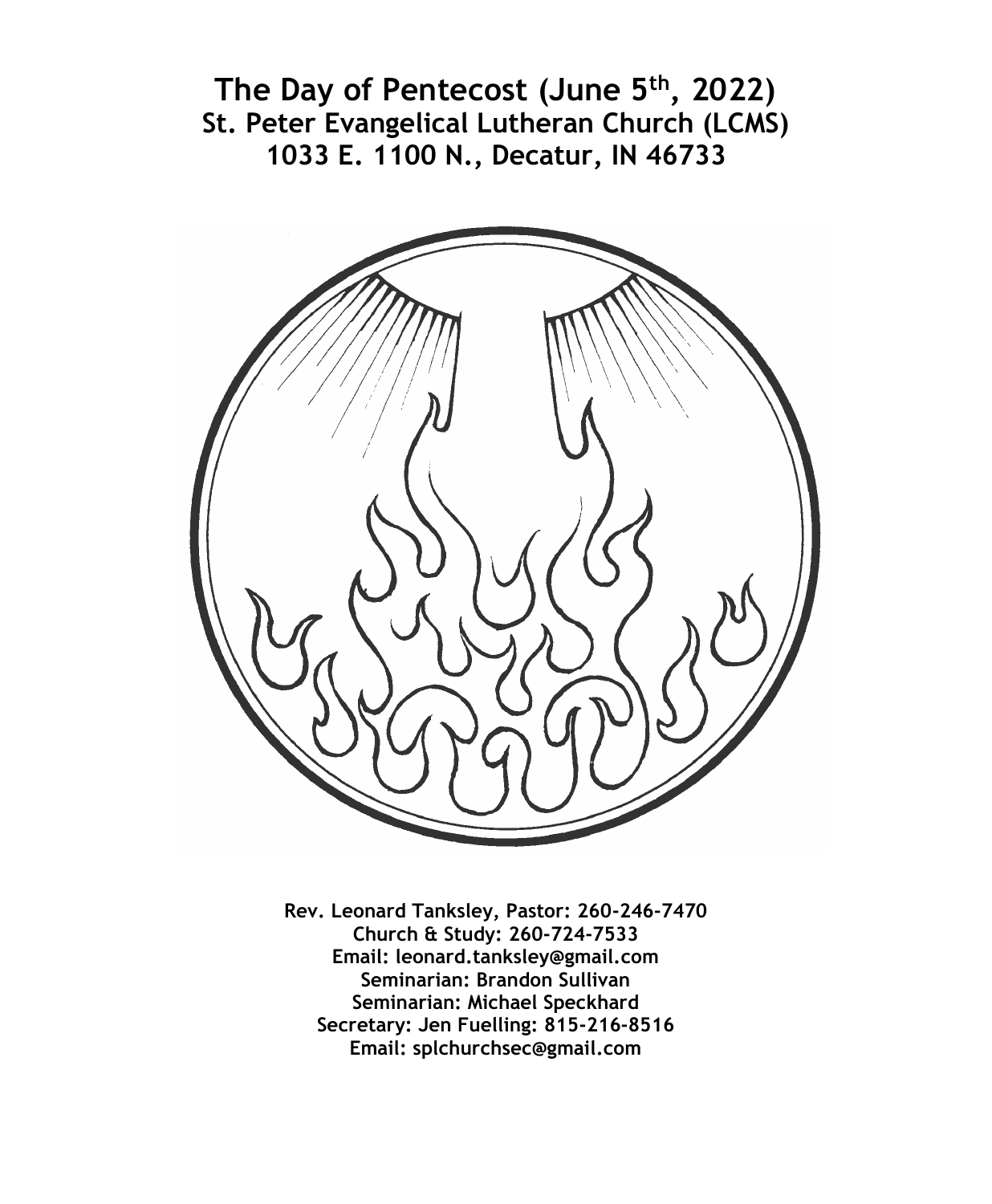# The Day of Pentecost (June 5th, 2022)
## St. Peter Evangelical Lutheran Church (LCMS)
## 1033 E. 1100 N., Decatur, IN 46733

**Rev. Leonard Tanksley, Pastor: 260-246-7470**
**Church & Study: 260-724-7533**
**Email: leonard.tanksley@gmail.com**
**Seminarian: Brandon Sullivan**
**Seminarian: Michael Speckhard**
**Secretary: Jen Fuelling: 815-216-8516**
**Email: splchurchsec@gmail.com**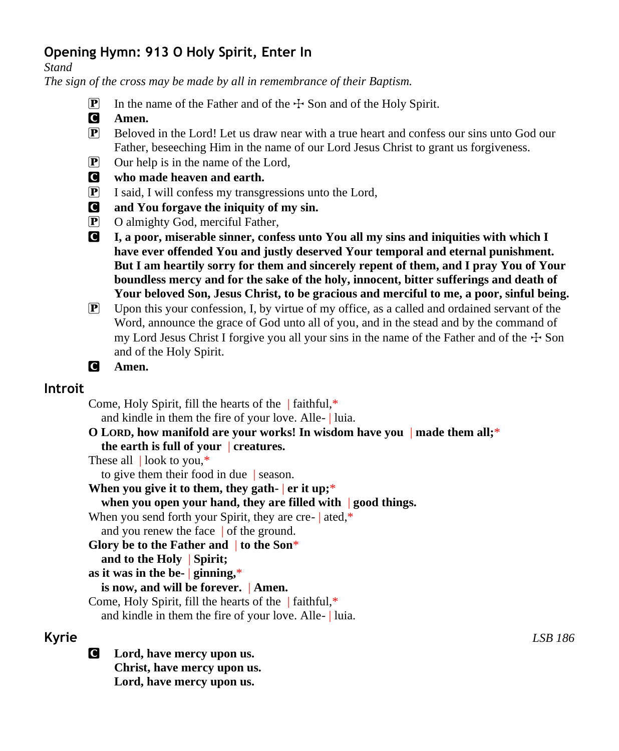## Opening Hymn: 913 O Holy Spirit, Enter In

*Stand*

*The sign of the cross may be made by all in remembrance of their Baptism.*

P In the name of the Father and of the ☩ Son and of the Holy Spirit.

C **Amen.**

P Beloved in the Lord! Let us draw near with a true heart and confess our sins unto God our Father, beseeching Him in the name of our Lord Jesus Christ to grant us forgiveness.

P Our help is in the name of the Lord,

C **who made heaven and earth.**

P I said, I will confess my transgressions unto the Lord,

C **and You forgave the iniquity of my sin.**

P O almighty God, merciful Father,

C **I, a poor, miserable sinner, confess unto You all my sins and iniquities with which I have ever offended You and justly deserved Your temporal and eternal punishment. But I am heartily sorry for them and sincerely repent of them, and I pray You of Your boundless mercy and for the sake of the holy, innocent, bitter sufferings and death of Your beloved Son, Jesus Christ, to be gracious and merciful to me, a poor, sinful being.**

P Upon this your confession, I, by virtue of my office, as a called and ordained servant of the Word, announce the grace of God unto all of you, and in the stead and by the command of my Lord Jesus Christ I forgive you all your sins in the name of the Father and of the ☩ Son and of the Holy Spirit.

C **Amen.**

## Introit

Come, Holy Spirit, fill the hearts of the | faithful,*
and kindle in them the fire of your love. Alle- | luia.

**O LORD, how manifold are your works! In wisdom have you | made them all;***
**the earth is full of your | creatures.**

These all | look to you,*
to give them their food in due | season.

**When you give it to them, they gath- | er it up;***
**when you open your hand, they are filled with | good things.**

When you send forth your Spirit, they are cre- | ated,*
and you renew the face | of the ground.

**Glory be to the Father and | to the Son***
**and to the Holy | Spirit;**
**as it was in the be- | ginning,***
**is now, and will be forever. | Amen.**

Come, Holy Spirit, fill the hearts of the | faithful,*
and kindle in them the fire of your love. Alle- | luia.

## Kyrie

*LSB 186*

C **Lord, have mercy upon us.**
**Christ, have mercy upon us.**
**Lord, have mercy upon us.**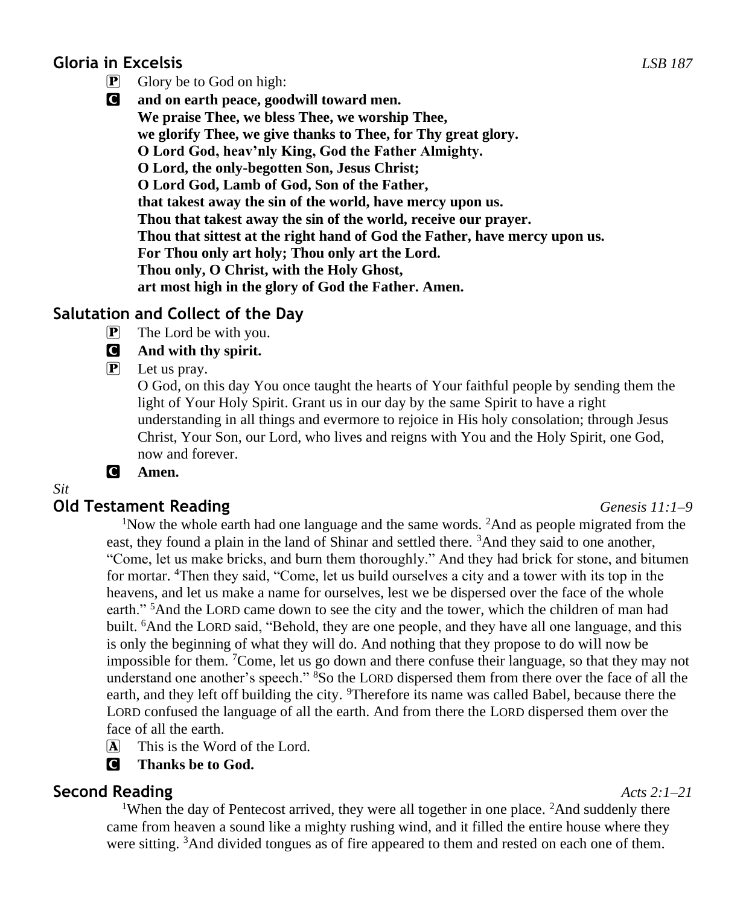## Gloria in Excelsis *LSB 187*

P Glory be to God on high:

C **and on earth peace, goodwill toward men.**
**We praise Thee, we bless Thee, we worship Thee,**
**we glorify Thee, we give thanks to Thee, for Thy great glory.**
**O Lord God, heav'nly King, God the Father Almighty.**
**O Lord, the only-begotten Son, Jesus Christ;**
**O Lord God, Lamb of God, Son of the Father,**
**that takest away the sin of the world, have mercy upon us.**
**Thou that takest away the sin of the world, receive our prayer.**
**Thou that sittest at the right hand of God the Father, have mercy upon us.**
**For Thou only art holy; Thou only art the Lord.**
**Thou only, O Christ, with the Holy Ghost,**
**art most high in the glory of God the Father. Amen.**

## Salutation and Collect of the Day

P The Lord be with you.

C **And with thy spirit.**

P Let us pray.
O God, on this day You once taught the hearts of Your faithful people by sending them the light of Your Holy Spirit. Grant us in our day by the same Spirit to have a right understanding in all things and evermore to rejoice in His holy consolation; through Jesus Christ, Your Son, our Lord, who lives and reigns with You and the Holy Spirit, one God, now and forever.

C **Amen.**

*Sit*

## Old Testament Reading *Genesis 11:1–9*

[1]Now the whole earth had one language and the same words. [2]And as people migrated from the east, they found a plain in the land of Shinar and settled there. [3]And they said to one another, "Come, let us make bricks, and burn them thoroughly." And they had brick for stone, and bitumen for mortar. [4]Then they said, "Come, let us build ourselves a city and a tower with its top in the heavens, and let us make a name for ourselves, lest we be dispersed over the face of the whole earth." [5]And the LORD came down to see the city and the tower, which the children of man had built. [6]And the LORD said, "Behold, they are one people, and they have all one language, and this is only the beginning of what they will do. And nothing that they propose to do will now be impossible for them. [7]Come, let us go down and there confuse their language, so that they may not understand one another's speech." [8]So the LORD dispersed them from there over the face of all the earth, and they left off building the city. [9]Therefore its name was called Babel, because there the LORD confused the language of all the earth. And from there the LORD dispersed them over the face of all the earth.

A This is the Word of the Lord.

C **Thanks be to God.**

## Second Reading *Acts 2:1–21*

[1]When the day of Pentecost arrived, they were all together in one place. [2]And suddenly there came from heaven a sound like a mighty rushing wind, and it filled the entire house where they were sitting. [3]And divided tongues as of fire appeared to them and rested on each one of them.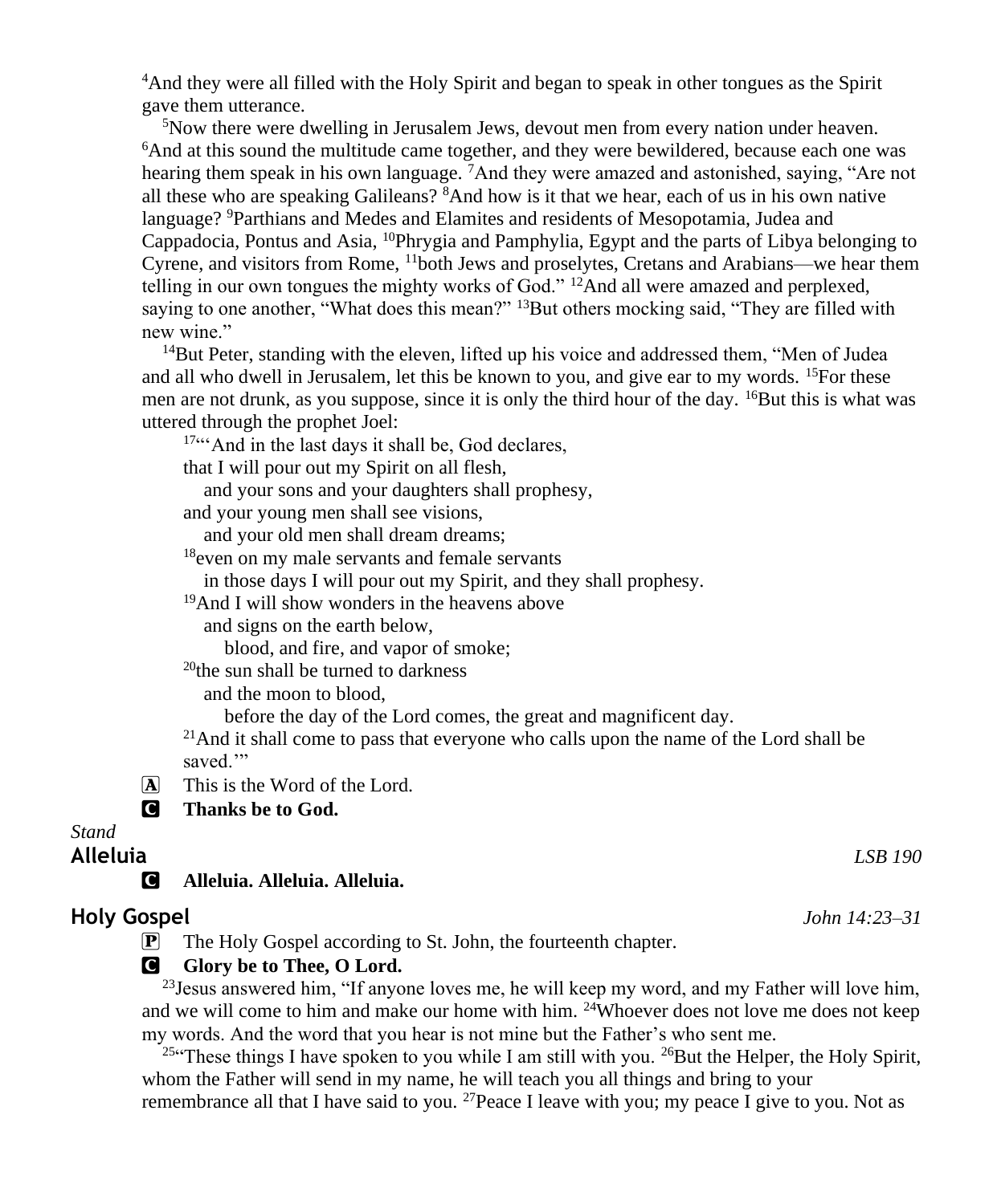[4]And they were all filled with the Holy Spirit and began to speak in other tongues as the Spirit gave them utterance.

[5]Now there were dwelling in Jerusalem Jews, devout men from every nation under heaven. [6]And at this sound the multitude came together, and they were bewildered, because each one was hearing them speak in his own language. [7]And they were amazed and astonished, saying, “Are not all these who are speaking Galileans? [8]And how is it that we hear, each of us in his own native language? [9]Parthians and Medes and Elamites and residents of Mesopotamia, Judea and Cappadocia, Pontus and Asia, [10]Phrygia and Pamphylia, Egypt and the parts of Libya belonging to Cyrene, and visitors from Rome, [11]both Jews and proselytes, Cretans and Arabians—we hear them telling in our own tongues the mighty works of God.” [12]And all were amazed and perplexed, saying to one another, “What does this mean?” [13]But others mocking said, “They are filled with new wine.”

[14]But Peter, standing with the eleven, lifted up his voice and addressed them, “Men of Judea and all who dwell in Jerusalem, let this be known to you, and give ear to my words. [15]For these men are not drunk, as you suppose, since it is only the third hour of the day. [16]But this is what was uttered through the prophet Joel:

[17]“‘And in the last days it shall be, God declares,
that I will pour out my Spirit on all flesh,
and your sons and your daughters shall prophesy,
and your young men shall see visions,
and your old men shall dream dreams;
[18]even on my male servants and female servants
in those days I will pour out my Spirit, and they shall prophesy.
[19]And I will show wonders in the heavens above
and signs on the earth below,
blood, and fire, and vapor of smoke;
[20]the sun shall be turned to darkness
and the moon to blood,
before the day of the Lord comes, the great and magnificent day.
[21]And it shall come to pass that everyone who calls upon the name of the Lord shall be saved.’”

A This is the Word of the Lord.

C **Thanks be to God.**

*Stand*

## Alleluia *LSB 190*

C **Alleluia. Alleluia. Alleluia.**

## Holy Gospel *John 14:23–31*

P The Holy Gospel according to St. John, the fourteenth chapter.

C **Glory be to Thee, O Lord.**

[23]Jesus answered him, “If anyone loves me, he will keep my word, and my Father will love him, and we will come to him and make our home with him. [24]Whoever does not love me does not keep my words. And the word that you hear is not mine but the Father’s who sent me.

[25]“These things I have spoken to you while I am still with you. [26]But the Helper, the Holy Spirit, whom the Father will send in my name, he will teach you all things and bring to your remembrance all that I have said to you. [27]Peace I leave with you; my peace I give to you. Not as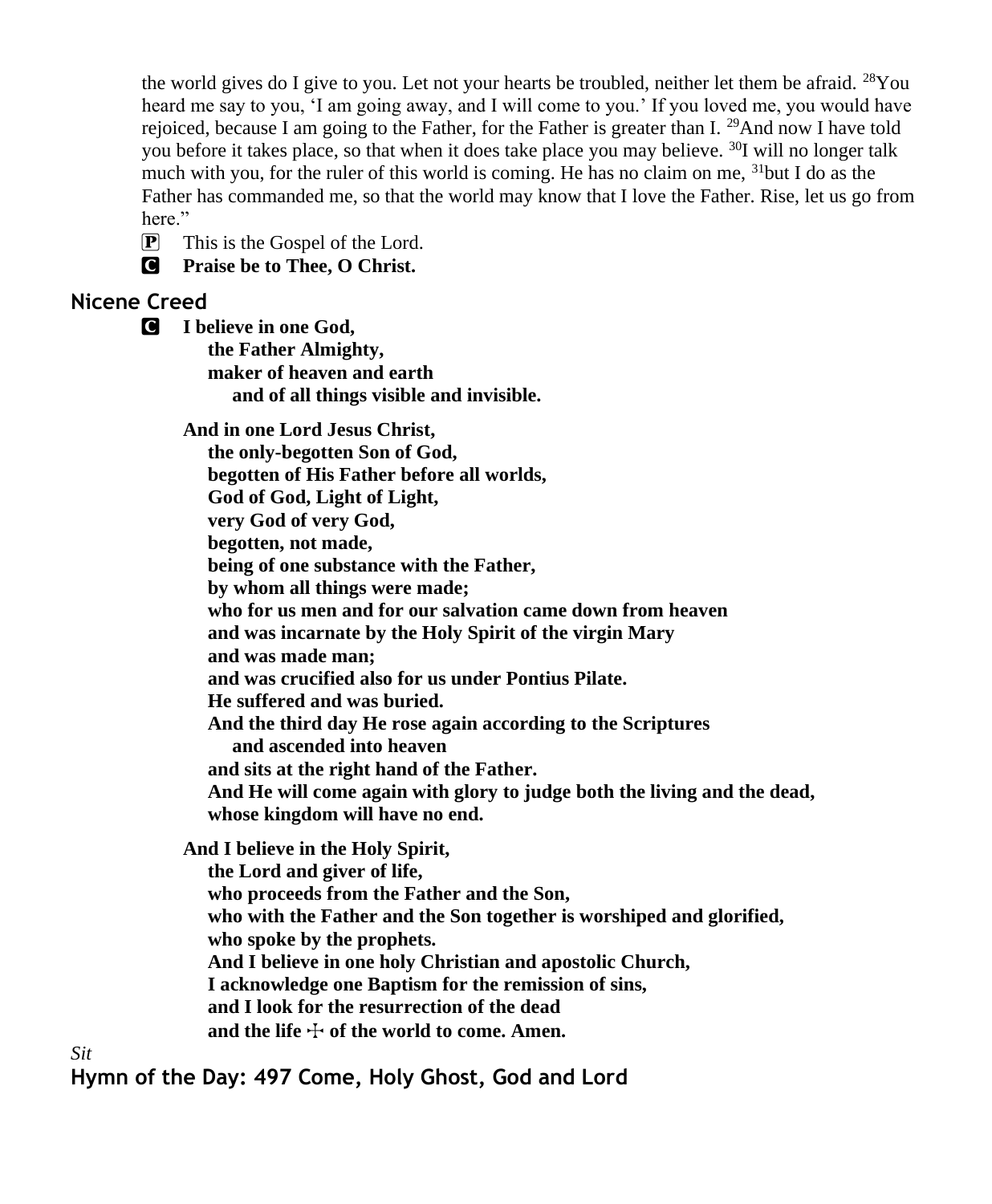the world gives do I give to you. Let not your hearts be troubled, neither let them be afraid. [28]You heard me say to you, 'I am going away, and I will come to you.' If you loved me, you would have rejoiced, because I am going to the Father, for the Father is greater than I. [29]And now I have told you before it takes place, so that when it does take place you may believe. [30]I will no longer talk much with you, for the ruler of this world is coming. He has no claim on me, [31]but I do as the Father has commanded me, so that the world may know that I love the Father. Rise, let us go from here."

P This is the Gospel of the Lord.

C **Praise be to Thee, O Christ.**

## Nicene Creed

C **I believe in one God,**
**the Father Almighty,**
**maker of heaven and earth**
**and of all things visible and invisible.**

**And in one Lord Jesus Christ,**
**the only-begotten Son of God,**
**begotten of His Father before all worlds,**
**God of God, Light of Light,**
**very God of very God,**
**begotten, not made,**
**being of one substance with the Father,**
**by whom all things were made;**
**who for us men and for our salvation came down from heaven**
**and was incarnate by the Holy Spirit of the virgin Mary**
**and was made man;**
**and was crucified also for us under Pontius Pilate.**
**He suffered and was buried.**
**And the third day He rose again according to the Scriptures**
**and ascended into heaven**
**and sits at the right hand of the Father.**
**And He will come again with glory to judge both the living and the dead,**
**whose kingdom will have no end.**

**And I believe in the Holy Spirit,**
**the Lord and giver of life,**
**who proceeds from the Father and the Son,**
**who with the Father and the Son together is worshiped and glorified,**
**who spoke by the prophets.**
**And I believe in one holy Christian and apostolic Church,**
**I acknowledge one Baptism for the remission of sins,**
**and I look for the resurrection of the dead**
**and the life ☩ of the world to come. Amen.**

*Sit*

## Hymn of the Day: 497 Come, Holy Ghost, God and Lord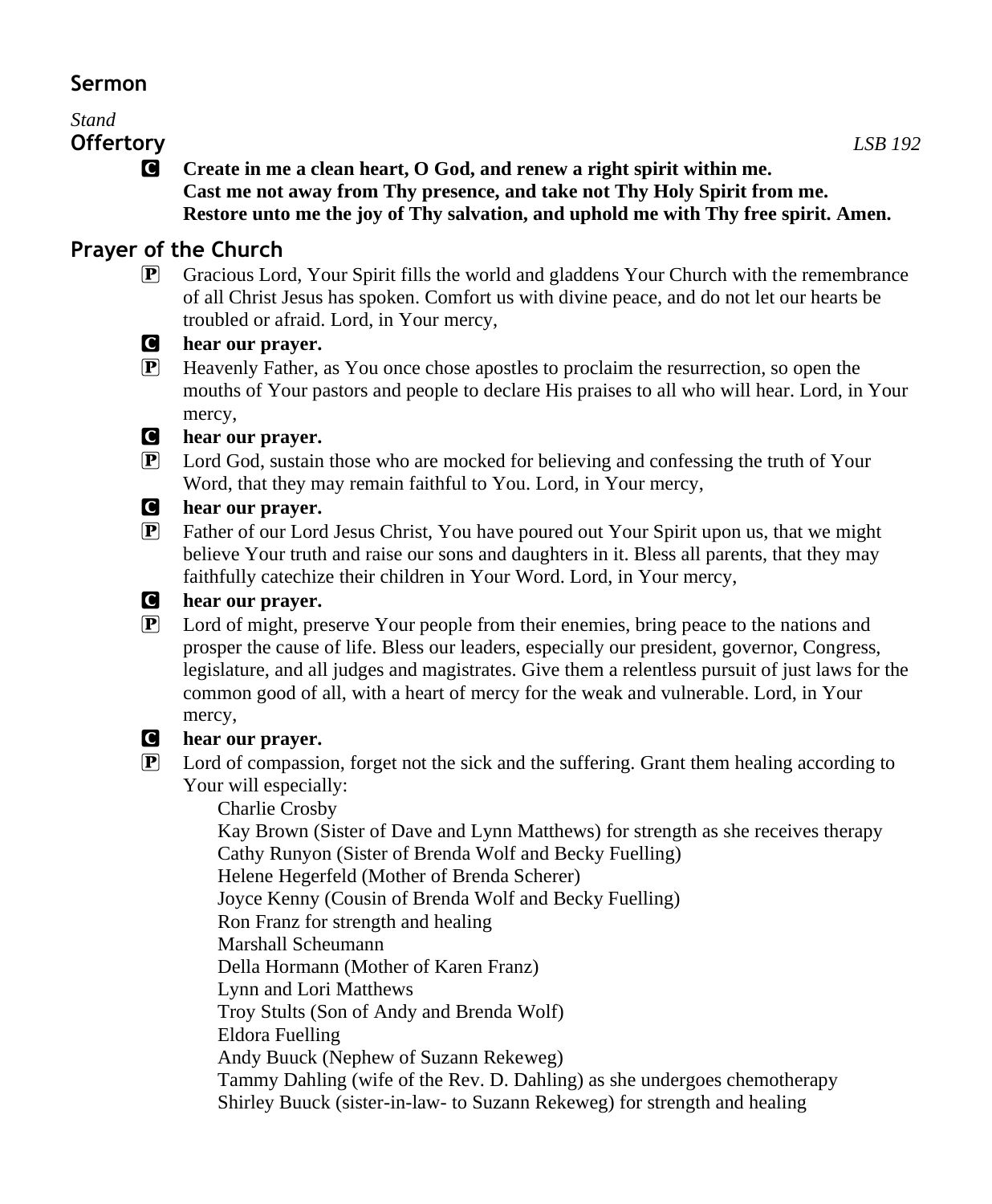## Sermon

*Stand*

## Offertory *LSB 192*

**C** **Create in me a clean heart, O God, and renew a right spirit within me. Cast me not away from Thy presence, and take not Thy Holy Spirit from me. Restore unto me the joy of Thy salvation, and uphold me with Thy free spirit. Amen.**

## Prayer of the Church

**P** Gracious Lord, Your Spirit fills the world and gladdens Your Church with the remembrance of all Christ Jesus has spoken. Comfort us with divine peace, and do not let our hearts be troubled or afraid. Lord, in Your mercy,

**C** **hear our prayer.**

**P** Heavenly Father, as You once chose apostles to proclaim the resurrection, so open the mouths of Your pastors and people to declare His praises to all who will hear. Lord, in Your mercy,

**C** **hear our prayer.**

**P** Lord God, sustain those who are mocked for believing and confessing the truth of Your Word, that they may remain faithful to You. Lord, in Your mercy,

**C** **hear our prayer.**

**P** Father of our Lord Jesus Christ, You have poured out Your Spirit upon us, that we might believe Your truth and raise our sons and daughters in it. Bless all parents, that they may faithfully catechize their children in Your Word. Lord, in Your mercy,

**C** **hear our prayer.**

**P** Lord of might, preserve Your people from their enemies, bring peace to the nations and prosper the cause of life. Bless our leaders, especially our president, governor, Congress, legislature, and all judges and magistrates. Give them a relentless pursuit of just laws for the common good of all, with a heart of mercy for the weak and vulnerable. Lord, in Your mercy,

**C** **hear our prayer.**

**P** Lord of compassion, forget not the sick and the suffering. Grant them healing according to Your will especially:

Charlie Crosby
Kay Brown (Sister of Dave and Lynn Matthews) for strength as she receives therapy
Cathy Runyon (Sister of Brenda Wolf and Becky Fuelling)
Helene Hegerfeld (Mother of Brenda Scherer)
Joyce Kenny (Cousin of Brenda Wolf and Becky Fuelling)
Ron Franz for strength and healing
Marshall Scheumann
Della Hormann (Mother of Karen Franz)
Lynn and Lori Matthews
Troy Stults (Son of Andy and Brenda Wolf)
Eldora Fuelling
Andy Buuck (Nephew of Suzann Rekeweg)
Tammy Dahling (wife of the Rev. D. Dahling) as she undergoes chemotherapy
Shirley Buuck (sister-in-law- to Suzann Rekeweg) for strength and healing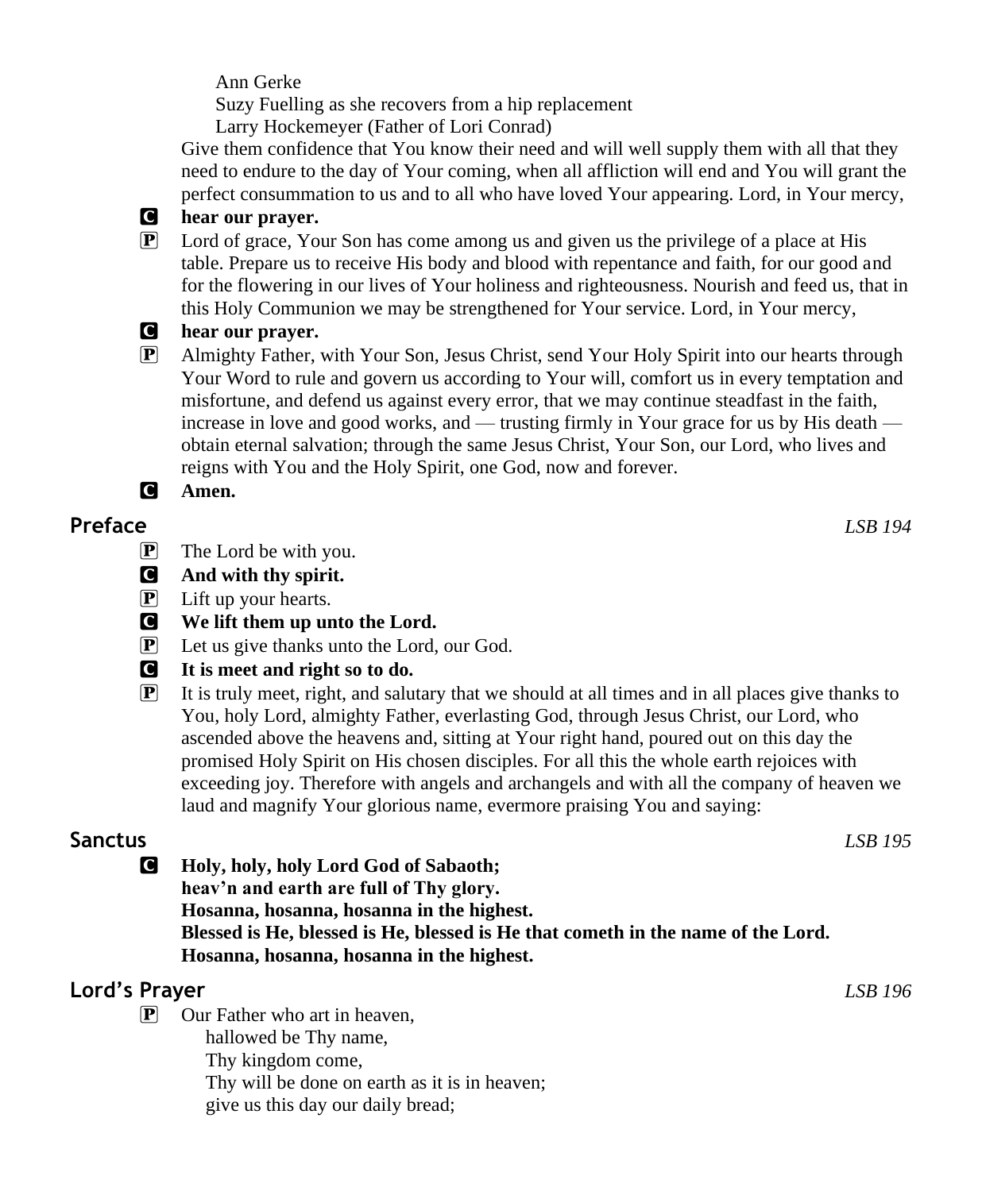Ann Gerke
Suzy Fuelling as she recovers from a hip replacement
Larry Hockemeyer (Father of Lori Conrad)

Give them confidence that You know their need and will well supply them with all that they need to endure to the day of Your coming, when all affliction will end and You will grant the perfect consummation to us and to all who have loved Your appearing. Lord, in Your mercy,

C **hear our prayer.**

P Lord of grace, Your Son has come among us and given us the privilege of a place at His table. Prepare us to receive His body and blood with repentance and faith, for our good and for the flowering in our lives of Your holiness and righteousness. Nourish and feed us, that in this Holy Communion we may be strengthened for Your service. Lord, in Your mercy,

C **hear our prayer.**

P Almighty Father, with Your Son, Jesus Christ, send Your Holy Spirit into our hearts through Your Word to rule and govern us according to Your will, comfort us in every temptation and misfortune, and defend us against every error, that we may continue steadfast in the faith, increase in love and good works, and — trusting firmly in Your grace for us by His death — obtain eternal salvation; through the same Jesus Christ, Your Son, our Lord, who lives and reigns with You and the Holy Spirit, one God, now and forever.

C **Amen.**

## Preface

*LSB 194*

P The Lord be with you.

C **And with thy spirit.**

P Lift up your hearts.

C **We lift them up unto the Lord.**

P Let us give thanks unto the Lord, our God.

C **It is meet and right so to do.**

P It is truly meet, right, and salutary that we should at all times and in all places give thanks to You, holy Lord, almighty Father, everlasting God, through Jesus Christ, our Lord, who ascended above the heavens and, sitting at Your right hand, poured out on this day the promised Holy Spirit on His chosen disciples. For all this the whole earth rejoices with exceeding joy. Therefore with angels and archangels and with all the company of heaven we laud and magnify Your glorious name, evermore praising You and saying:

## Sanctus

*LSB 195*

C **Holy, holy, holy Lord God of Sabaoth;**
**heav'n and earth are full of Thy glory.**
**Hosanna, hosanna, hosanna in the highest.**
**Blessed is He, blessed is He, blessed is He that cometh in the name of the Lord.**
**Hosanna, hosanna, hosanna in the highest.**

## Lord's Prayer

*LSB 196*

P Our Father who art in heaven,
hallowed be Thy name,
Thy kingdom come,
Thy will be done on earth as it is in heaven;
give us this day our daily bread;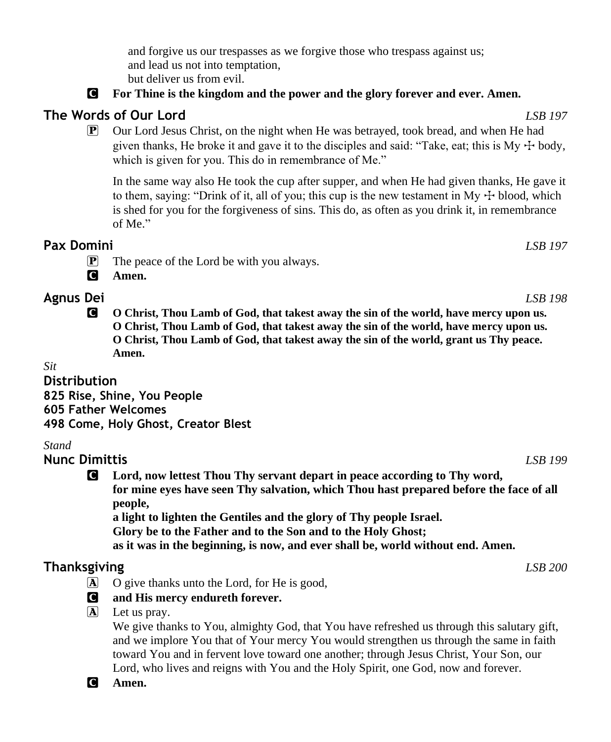and forgive us our trespasses as we forgive those who trespass against us;
and lead us not into temptation,
but deliver us from evil.

C **For Thine is the kingdom and the power and the glory forever and ever. Amen.**

## The Words of Our Lord *LSB 197*

P Our Lord Jesus Christ, on the night when He was betrayed, took bread, and when He had given thanks, He broke it and gave it to the disciples and said: "Take, eat; this is My ☩ body, which is given for you. This do in remembrance of Me."

In the same way also He took the cup after supper, and when He had given thanks, He gave it to them, saying: "Drink of it, all of you; this cup is the new testament in My ☩ blood, which is shed for you for the forgiveness of sins. This do, as often as you drink it, in remembrance of Me."

## Pax Domini *LSB 197*

P The peace of the Lord be with you always.

C **Amen.**

## Agnus Dei *LSB 198*

C **O Christ, Thou Lamb of God, that takest away the sin of the world, have mercy upon us.**
**O Christ, Thou Lamb of God, that takest away the sin of the world, have mercy upon us.**
**O Christ, Thou Lamb of God, that takest away the sin of the world, grant us Thy peace.**
**Amen.**

*Sit*

## Distribution

**825 Rise, Shine, You People**
**605 Father Welcomes**
**498 Come, Holy Ghost, Creator Blest**

*Stand*

## Nunc Dimittis *LSB 199*

C **Lord, now lettest Thou Thy servant depart in peace according to Thy word,**
**for mine eyes have seen Thy salvation, which Thou hast prepared before the face of all people,**
**a light to lighten the Gentiles and the glory of Thy people Israel.**
**Glory be to the Father and to the Son and to the Holy Ghost;**
**as it was in the beginning, is now, and ever shall be, world without end. Amen.**

## Thanksgiving *LSB 200*

A O give thanks unto the Lord, for He is good,

C **and His mercy endureth forever.**

A Let us pray.
We give thanks to You, almighty God, that You have refreshed us through this salutary gift, and we implore You that of Your mercy You would strengthen us through the same in faith toward You and in fervent love toward one another; through Jesus Christ, Your Son, our Lord, who lives and reigns with You and the Holy Spirit, one God, now and forever.

C **Amen.**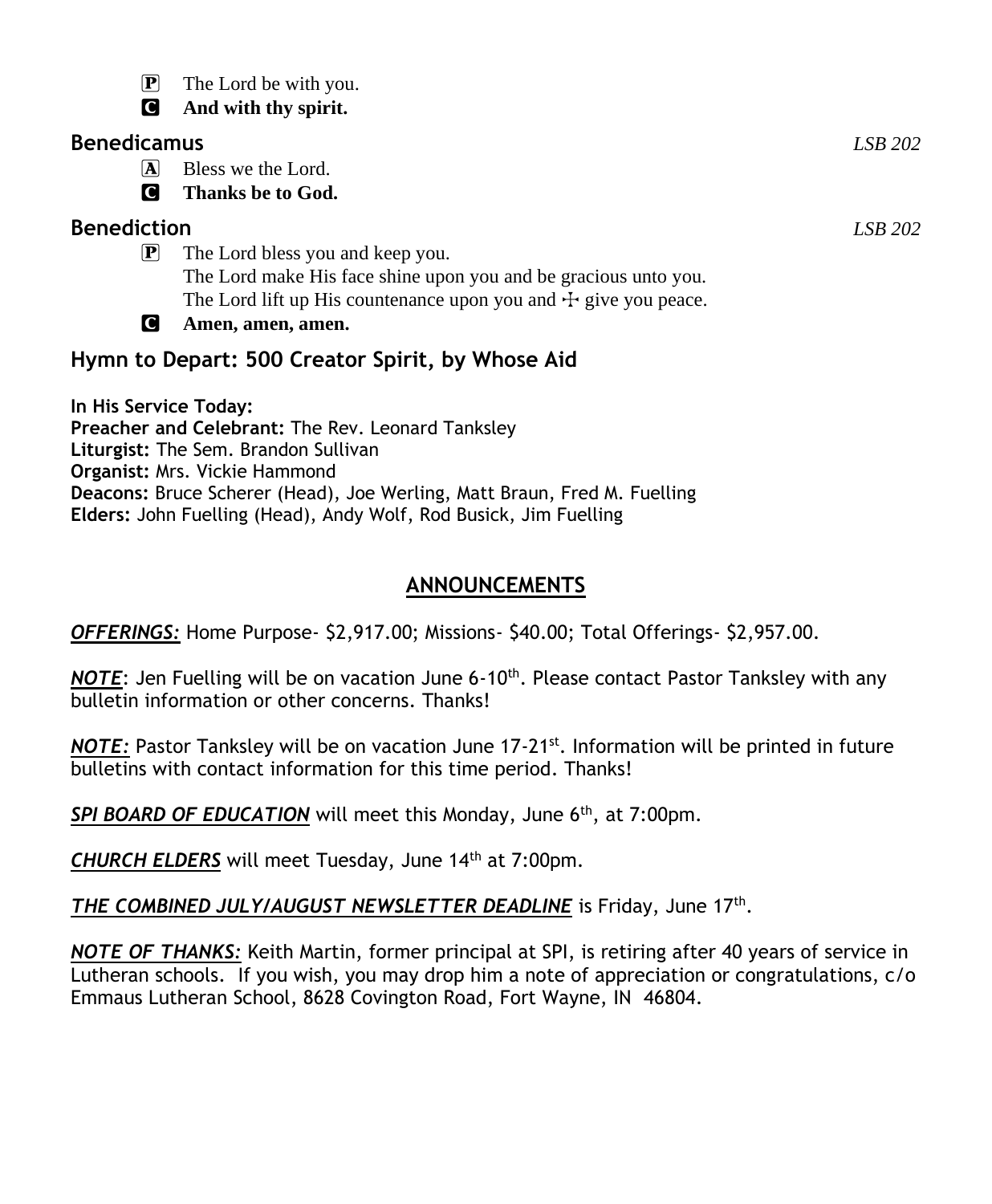P The Lord be with you.

C **And with thy spirit.**

### Benedicamus *LSB 202*

A Bless we the Lord.

C **Thanks be to God.**

### Benediction *LSB 202*

P The Lord bless you and keep you.
The Lord make His face shine upon you and be gracious unto you.
The Lord lift up His countenance upon you and ☩ give you peace.

C **Amen, amen, amen.**

### Hymn to Depart: 500 Creator Spirit, by Whose Aid

**In His Service Today:**
**Preacher and Celebrant:** The Rev. Leonard Tanksley
**Liturgist:** The Sem. Brandon Sullivan
**Organist:** Mrs. Vickie Hammond
**Deacons:** Bruce Scherer (Head), Joe Werling, Matt Braun, Fred M. Fuelling
**Elders:** John Fuelling (Head), Andy Wolf, Rod Busick, Jim Fuelling

## ANNOUNCEMENTS

***OFFERINGS:*** Home Purpose- $2,917.00; Missions- $40.00; Total Offerings- $2,957.00.

***NOTE***: Jen Fuelling will be on vacation June 6-10th. Please contact Pastor Tanksley with any bulletin information or other concerns. Thanks!

***NOTE:*** Pastor Tanksley will be on vacation June 17-21st. Information will be printed in future bulletins with contact information for this time period. Thanks!

***SPI BOARD OF EDUCATION*** will meet this Monday, June 6th, at 7:00pm.

***CHURCH ELDERS*** will meet Tuesday, June 14th at 7:00pm.

***THE COMBINED JULY/AUGUST NEWSLETTER DEADLINE*** is Friday, June 17th.

***NOTE OF THANKS:*** Keith Martin, former principal at SPI, is retiring after 40 years of service in Lutheran schools. If you wish, you may drop him a note of appreciation or congratulations, c/o Emmaus Lutheran School, 8628 Covington Road, Fort Wayne, IN 46804.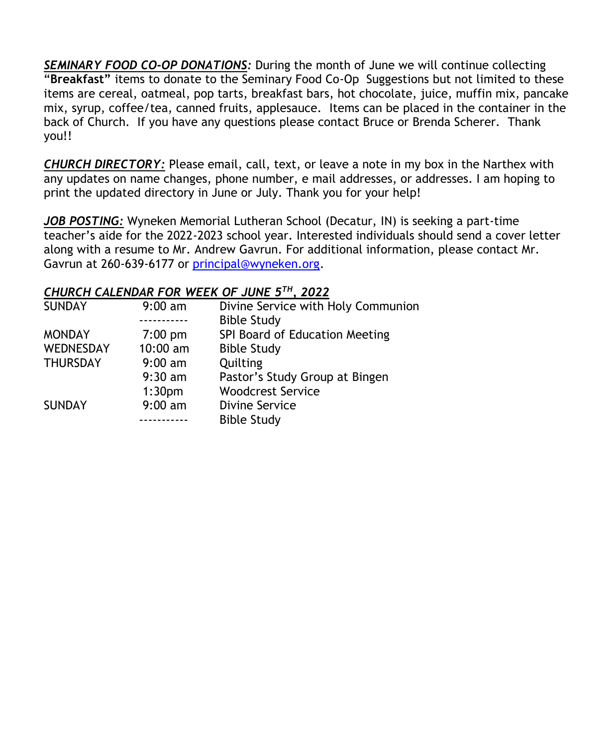***SEMINARY FOOD CO-OP DONATIONS:*** During the month of June we will continue collecting "**Breakfast**" items to donate to the Seminary Food Co-Op Suggestions but not limited to these items are cereal, oatmeal, pop tarts, breakfast bars, hot chocolate, juice, muffin mix, pancake mix, syrup, coffee/tea, canned fruits, applesauce. Items can be placed in the container in the back of Church. If you have any questions please contact Bruce or Brenda Scherer. Thank you!!

***CHURCH DIRECTORY:*** Please email, call, text, or leave a note in my box in the Narthex with any updates on name changes, phone number, e mail addresses, or addresses. I am hoping to print the updated directory in June or July. Thank you for your help!

***JOB POSTING:*** Wyneken Memorial Lutheran School (Decatur, IN) is seeking a part-time teacher's aide for the 2022-2023 school year. Interested individuals should send a cover letter along with a resume to Mr. Andrew Gavrun. For additional information, please contact Mr. Gavrun at 260-639-6177 or principal@wyneken.org.

***CHURCH CALENDAR FOR WEEK OF JUNE 5TH, 2022***

| | | |
|---|---|---|
| SUNDAY | 9:00 am | Divine Service with Holy Communion |
| | ----------- | Bible Study |
| MONDAY | 7:00 pm | SPI Board of Education Meeting |
| WEDNESDAY | 10:00 am | Bible Study |
| THURSDAY | 9:00 am | Quilting |
| | 9:30 am | Pastor's Study Group at Bingen |
| | 1:30pm | Woodcrest Service |
| SUNDAY | 9:00 am | Divine Service |
| | ----------- | Bible Study |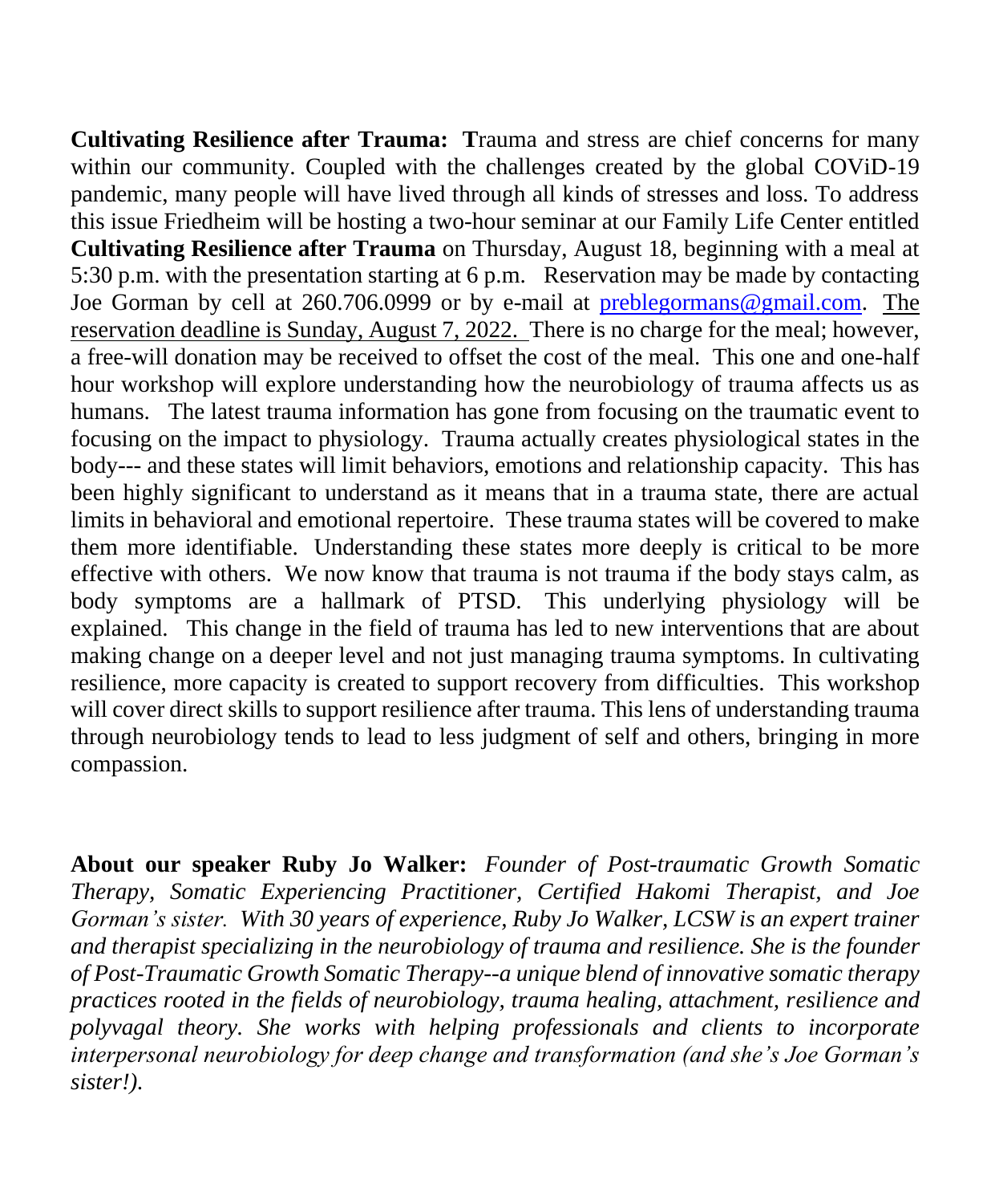**Cultivating Resilience after Trauma:** **T**rauma and stress are chief concerns for many within our community. Coupled with the challenges created by the global COViD-19 pandemic, many people will have lived through all kinds of stresses and loss. To address this issue Friedheim will be hosting a two-hour seminar at our Family Life Center entitled **Cultivating Resilience after Trauma** on Thursday, August 18, beginning with a meal at 5:30 p.m. with the presentation starting at 6 p.m. Reservation may be made by contacting Joe Gorman by cell at 260.706.0999 or by e-mail at preblegormans@gmail.com. The reservation deadline is Sunday, August 7, 2022. There is no charge for the meal; however, a free-will donation may be received to offset the cost of the meal. This one and one-half hour workshop will explore understanding how the neurobiology of trauma affects us as humans. The latest trauma information has gone from focusing on the traumatic event to focusing on the impact to physiology. Trauma actually creates physiological states in the body--- and these states will limit behaviors, emotions and relationship capacity. This has been highly significant to understand as it means that in a trauma state, there are actual limits in behavioral and emotional repertoire. These trauma states will be covered to make them more identifiable. Understanding these states more deeply is critical to be more effective with others. We now know that trauma is not trauma if the body stays calm, as body symptoms are a hallmark of PTSD. This underlying physiology will be explained. This change in the field of trauma has led to new interventions that are about making change on a deeper level and not just managing trauma symptoms. In cultivating resilience, more capacity is created to support recovery from difficulties. This workshop will cover direct skills to support resilience after trauma. This lens of understanding trauma through neurobiology tends to lead to less judgment of self and others, bringing in more compassion.

**About our speaker Ruby Jo Walker:** *Founder of Post-traumatic Growth Somatic Therapy, Somatic Experiencing Practitioner, Certified Hakomi Therapist, and Joe Gorman's sister. With 30 years of experience, Ruby Jo Walker, LCSW is an expert trainer and therapist specializing in the neurobiology of trauma and resilience. She is the founder of Post-Traumatic Growth Somatic Therapy--a unique blend of innovative somatic therapy practices rooted in the fields of neurobiology, trauma healing, attachment, resilience and polyvagal theory. She works with helping professionals and clients to incorporate interpersonal neurobiology for deep change and transformation (and she's Joe Gorman's sister!).*